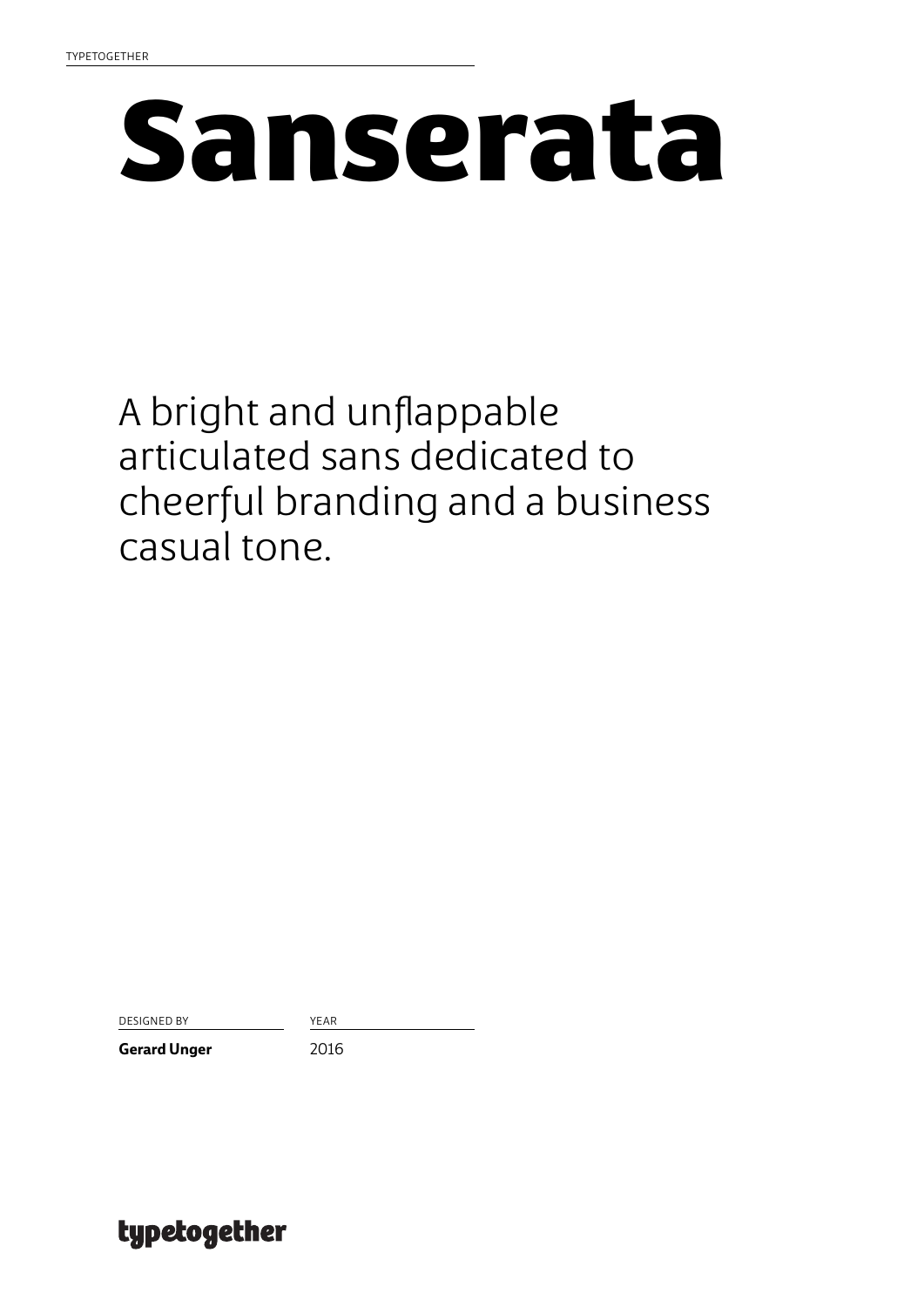TYPETOGETHER

# Sanserata

A bright and unflappable articulated sans dedicated to cheerful branding and a business casual tone.

| DESIGNED BY | YEAR |
| --- | --- |
| **Gerard Unger** | 2016 |

typetogether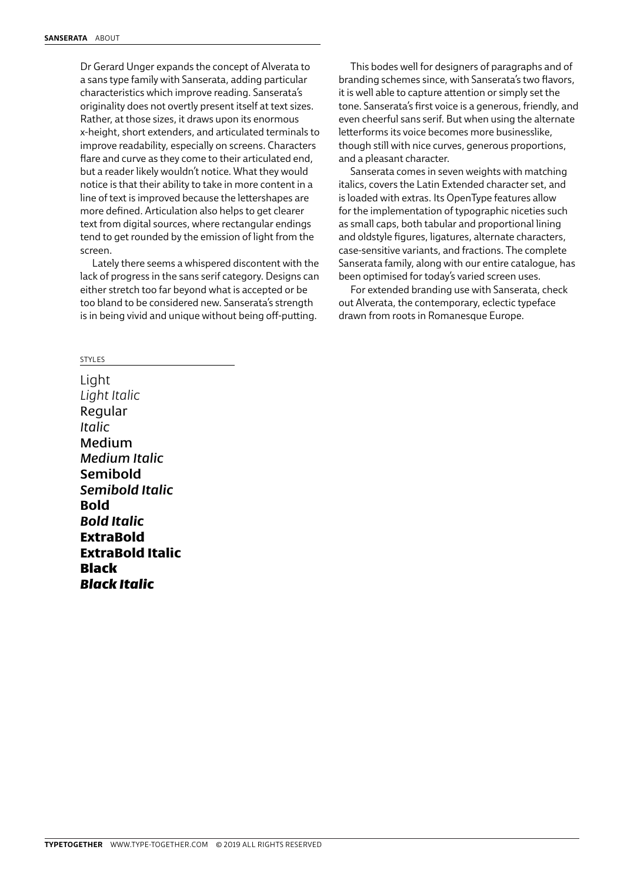Dr Gerard Unger expands the concept of Alverata to a sans type family with Sanserata, adding particular characteristics which improve reading. Sanserata's originality does not overtly present itself at text sizes. Rather, at those sizes, it draws upon its enormous x-height, short extenders, and articulated terminals to improve readability, especially on screens. Characters flare and curve as they come to their articulated end, but a reader likely wouldn't notice. What they would notice is that their ability to take in more content in a line of text is improved because the lettershapes are more defined. Articulation also helps to get clearer text from digital sources, where rectangular endings tend to get rounded by the emission of light from the screen.

Lately there seems a whispered discontent with the lack of progress in the sans serif category. Designs can either stretch too far beyond what is accepted or be too bland to be considered new. Sanserata's strength is in being vivid and unique without being off-putting.

This bodes well for designers of paragraphs and of branding schemes since, with Sanserata's two flavors, it is well able to capture attention or simply set the tone. Sanserata's first voice is a generous, friendly, and even cheerful sans serif. But when using the alternate letterforms its voice becomes more businesslike, though still with nice curves, generous proportions, and a pleasant character.

Sanserata comes in seven weights with matching italics, covers the Latin Extended character set, and is loaded with extras. Its OpenType features allow for the implementation of typographic niceties such as small caps, both tabular and proportional lining and oldstyle figures, ligatures, alternate characters, case-sensitive variants, and fractions. The complete Sanserata family, along with our entire catalogue, has been optimised for today's varied screen uses.

For extended branding use with Sanserata, check out Alverata, the contemporary, eclectic typeface drawn from roots in Romanesque Europe.

STYLES

Light
*Light Italic*
Regular
*Italic*
Medium
*Medium Italic*
**Semibold**
***Semibold Italic***
**Bold**
***Bold Italic***
**ExtraBold**
***ExtraBold Italic***
**Black**
***Black Italic***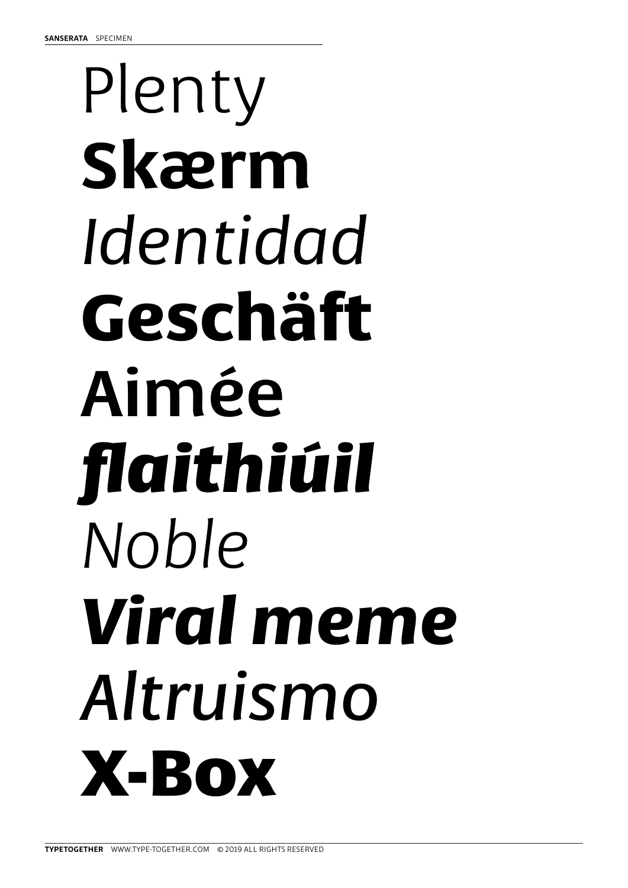Plenty

**Skærm**

*Identidad*

**Geschäft**

**Aimée**

***flaithiúil***

*Noble*

***Viral meme***

*Altruismo*

**X-Box**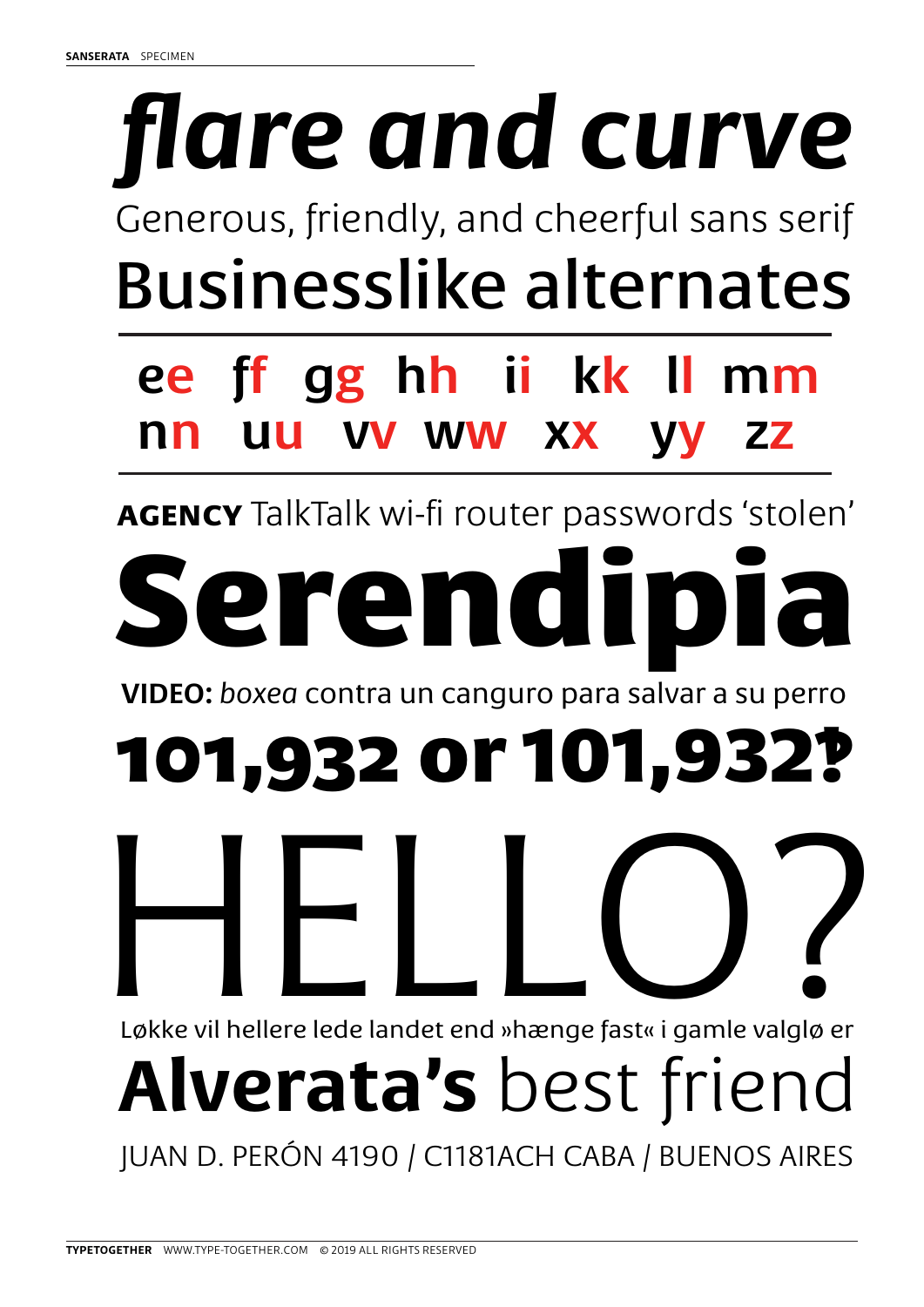# *flare and curve*

Generous, friendly, and cheerful sans serif

## Businesslike alternates

ee ff gg hh ii kk ll mm
nn uu vv ww xx yy zz

**AGENCY** TalkTalk wi-fi router passwords ‘stolen’

# **Serendipia**

**VIDEO:** *boxea* contra un canguro para salvar a su perro

# **101,932 or 101,932‽**

# HELLO?

Løkke vil hellere lede landet end »hænge fast« i gamle valgløer

## **Alverata’s** best friend

JUAN D. PERÓN 4190 / C1181ACH CABA / BUENOS AIRES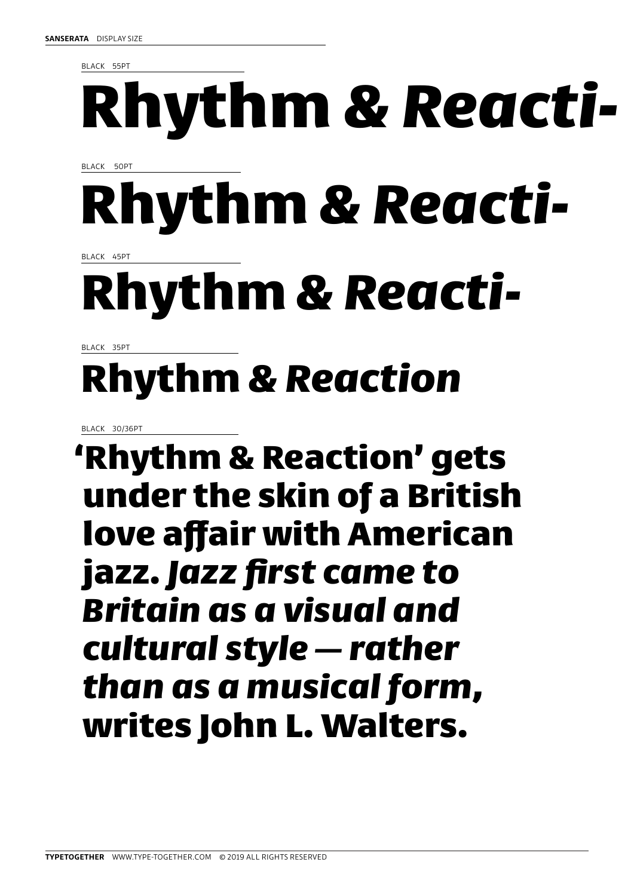**SANSERATA** DISPLAY SIZE

BLACK 55PT

**Rhythm &** ***Reacti-***

BLACK 50PT

**Rhythm &** ***Reacti-***

BLACK 45PT

**Rhythm &** ***Reacti-***

BLACK 35PT

**Rhythm &** ***Reaction***

BLACK 30/36PT

**'Rhythm & Reaction' gets under the skin of a British love affair with American jazz.** ***Jazz first came to Britain as a visual and cultural style — rather than as a musical form,*** **writes John L. Walters.**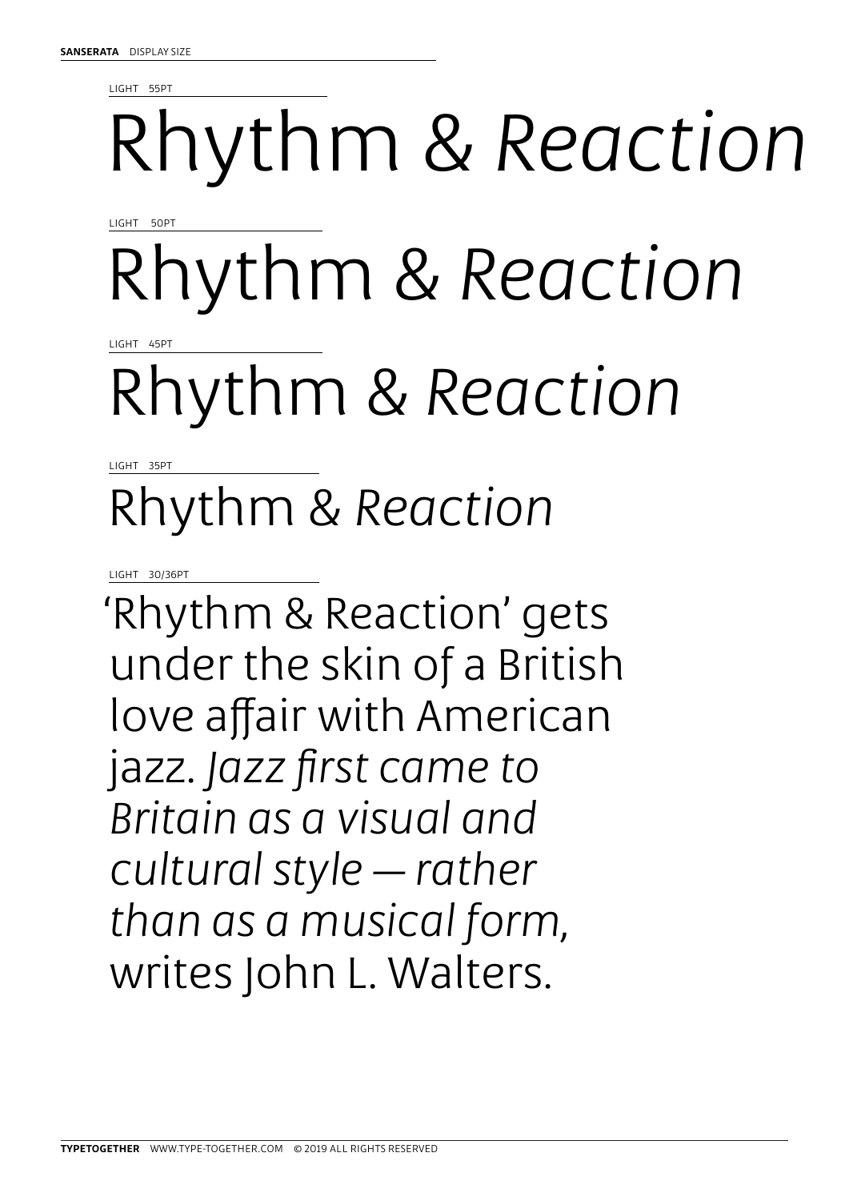**SANSERATA** DISPLAY SIZE

LIGHT 55PT

Rhythm & *Reaction*

LIGHT 50PT

Rhythm & *Reaction*

LIGHT 45PT

Rhythm & *Reaction*

LIGHT 35PT

Rhythm & *Reaction*

LIGHT 30/36PT

'Rhythm & Reaction' gets under the skin of a British love affair with American jazz. *Jazz first came to Britain as a visual and cultural style — rather than as a musical form,* writes John L. Walters.

**TYPETOGETHER** WWW.TYPE-TOGETHER.COM © 2019 ALL RIGHTS RESERVED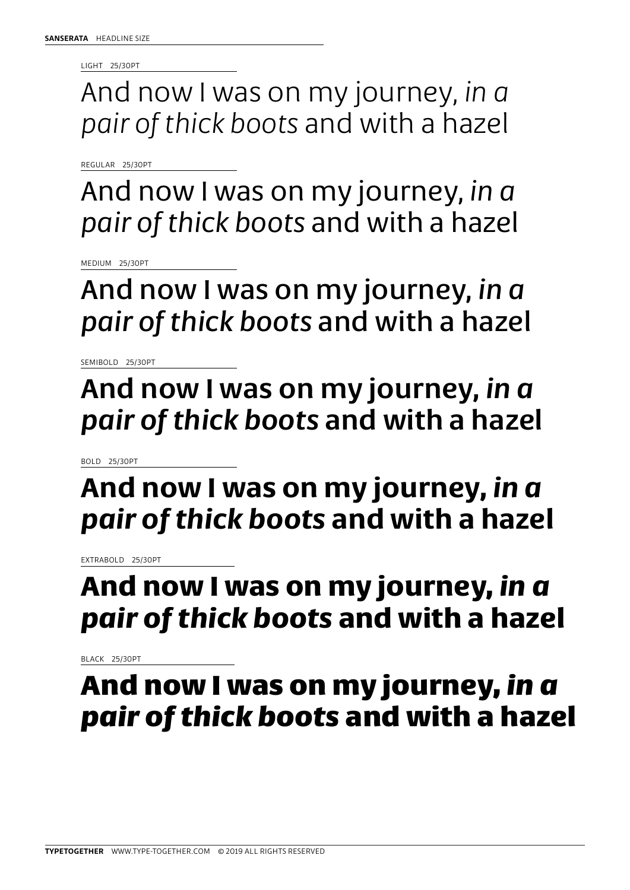**SANSERATA** HEADLINE SIZE

LIGHT 25/30PT

And now I was on my journey, *in a pair of thick boots* and with a hazel

REGULAR 25/30PT

And now I was on my journey, *in a pair of thick boots* and with a hazel

MEDIUM 25/30PT

And now I was on my journey, *in a pair of thick boots* and with a hazel

SEMIBOLD 25/30PT

**And now I was on my journey, *in a pair of thick boots* and with a hazel**

BOLD 25/30PT

**And now I was on my journey, *in a pair of thick boots* and with a hazel**

EXTRABOLD 25/30PT

**And now I was on my journey, *in a pair of thick boots* and with a hazel**

BLACK 25/30PT

**And now I was on my journey, *in a pair of thick boots* and with a hazel**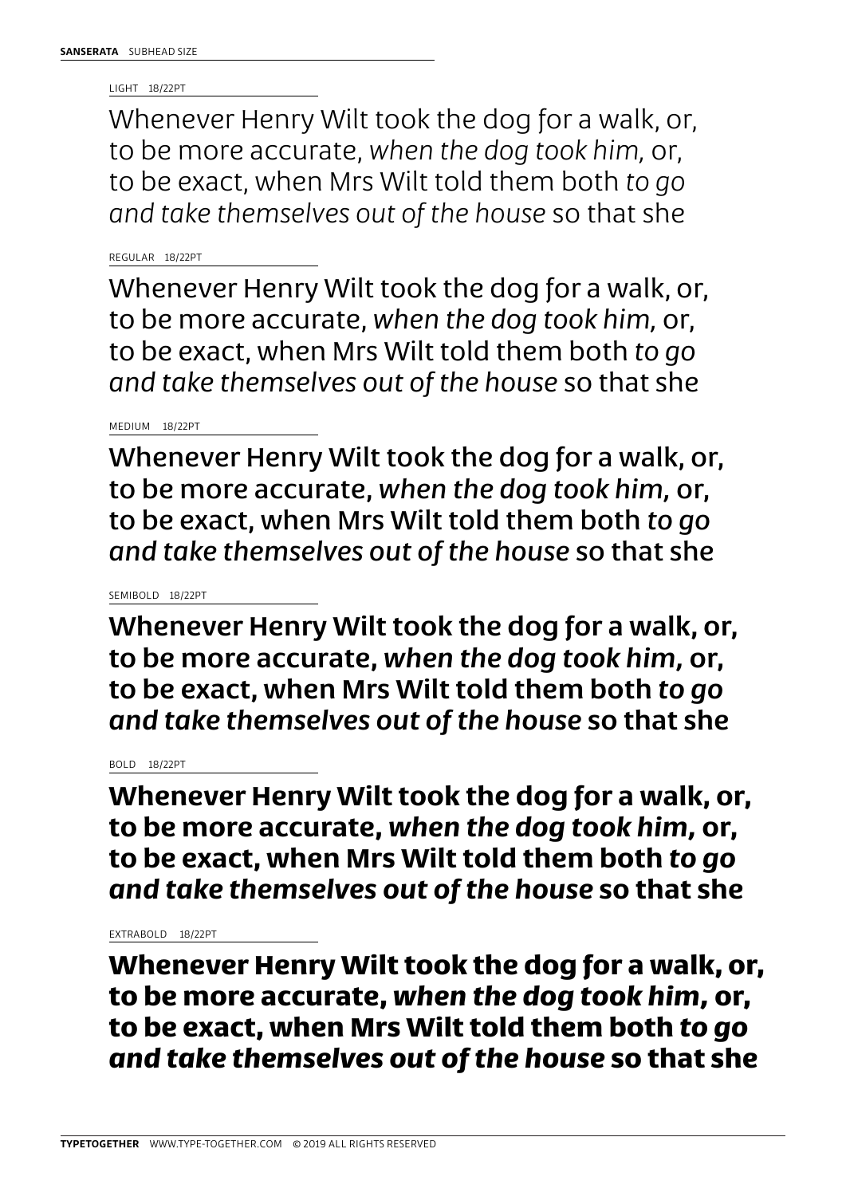**SANSERATA** SUBHEAD SIZE

LIGHT 18/22PT

Whenever Henry Wilt took the dog for a walk, or, to be more accurate, *when the dog took him,* or, to be exact, when Mrs Wilt told them both *to go and take themselves out of the house* so that she

REGULAR 18/22PT

Whenever Henry Wilt took the dog for a walk, or, to be more accurate, *when the dog took him,* or, to be exact, when Mrs Wilt told them both *to go and take themselves out of the house* so that she

MEDIUM 18/22PT

Whenever Henry Wilt took the dog for a walk, or, to be more accurate, *when the dog took him,* or, to be exact, when Mrs Wilt told them both *to go and take themselves out of the house* so that she

SEMIBOLD 18/22PT

**Whenever Henry Wilt took the dog for a walk, or, to be more accurate, *when the dog took him,* or, to be exact, when Mrs Wilt told them both *to go and take themselves out of the house* so that she**

BOLD 18/22PT

**Whenever Henry Wilt took the dog for a walk, or, to be more accurate, *when the dog took him,* or, to be exact, when Mrs Wilt told them both *to go and take themselves out of the house* so that she**

EXTRABOLD 18/22PT

**Whenever Henry Wilt took the dog for a walk, or, to be more accurate, *when the dog took him,* or, to be exact, when Mrs Wilt told them both *to go and take themselves out of the house* so that she**

**TYPETOGETHER** WWW.TYPE-TOGETHER.COM © 2019 ALL RIGHTS RESERVED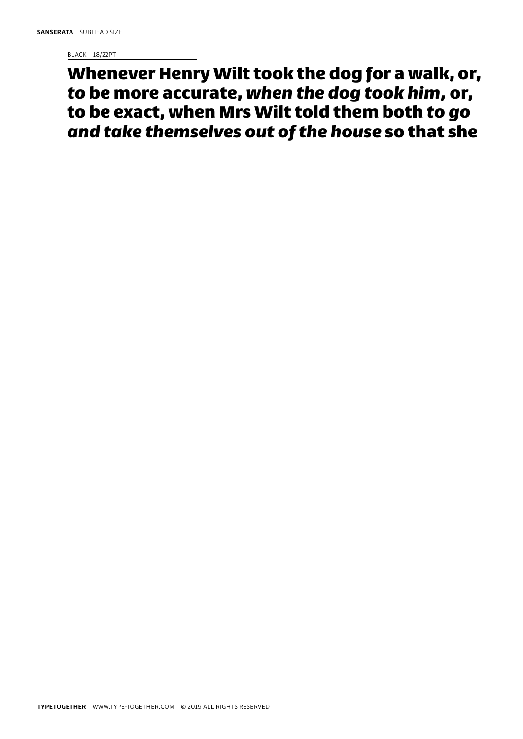**SANSERATA** SUBHEAD SIZE

BLACK 18/22PT

**Whenever Henry Wilt took the dog for a walk, or, *to* be more accurate, *when the dog took him*, or, to be exact, when Mrs Wilt told them both *to go and take themselves out of the house* so that she**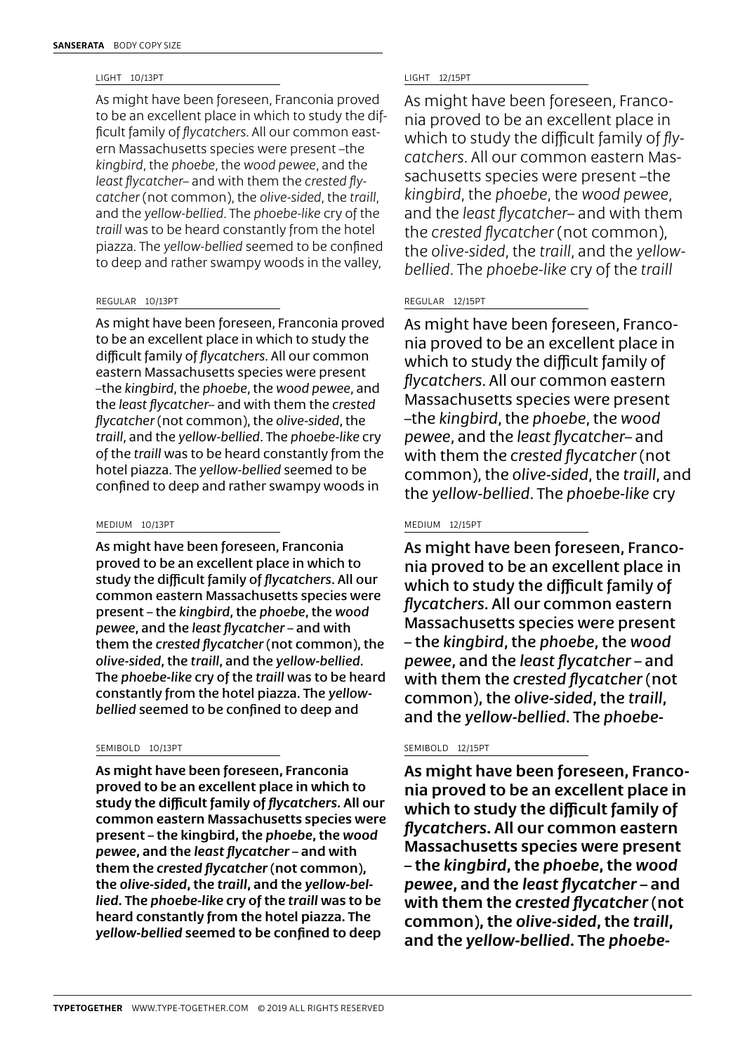**SANSERATA** BODY COPY SIZE

LIGHT 10/13PT

As might have been foreseen, Franconia proved to be an excellent place in which to study the difficult family of *flycatchers*. All our common eastern Massachusetts species were present –the *kingbird*, the *phoebe*, the *wood pewee*, and the *least flycatcher*– and with them the *crested flycatcher* (not common), the *olive-sided*, the *traill*, and the *yellow-bellied*. The *phoebe-like* cry of the *traill* was to be heard constantly from the hotel piazza. The *yellow-bellied* seemed to be confined to deep and rather swampy woods in the valley,

REGULAR 10/13PT

As might have been foreseen, Franconia proved to be an excellent place in which to study the difficult family of *flycatchers*. All our common eastern Massachusetts species were present –the *kingbird*, the *phoebe*, the *wood pewee*, and the *least flycatcher*– and with them the *crested flycatcher* (not common), the *olive-sided*, the *traill*, and the *yellow-bellied*. The *phoebe-like* cry of the *traill* was to be heard constantly from the hotel piazza. The *yellow-bellied* seemed to be confined to deep and rather swampy woods in

MEDIUM 10/13PT

As might have been foreseen, Franconia proved to be an excellent place in which to study the difficult family of *flycatchers*. All our common eastern Massachusetts species were present – the *kingbird*, the *phoebe*, the *wood pewee*, and the *least flycatcher* – and with them the *crested flycatcher* (not common), the *olive-sided*, the *traill*, and the *yellow-bellied*. The *phoebe-like* cry of the *traill* was to be heard constantly from the hotel piazza. The *yellow-bellied* seemed to be confined to deep and

SEMIBOLD 10/13PT

**As might have been foreseen, Franconia proved to be an excellent place in which to study the difficult family of *flycatchers*. All our common eastern Massachusetts species were present – the kingbird, the *phoebe*, the *wood pewee*, and the *least flycatcher* – and with them the *crested flycatcher* (not common), the *olive-sided*, the *traill*, and the *yellow-bellied*. The *phoebe-like* cry of the *traill* was to be heard constantly from the hotel piazza. The *yellow-bellied* seemed to be confined to deep**

LIGHT 12/15PT

As might have been foreseen, Franconia proved to be an excellent place in which to study the difficult family of *flycatchers*. All our common eastern Massachusetts species were present –the *kingbird*, the *phoebe*, the *wood pewee*, and the *least flycatcher*– and with them the *crested flycatcher* (not common), the *olive-sided*, the *traill*, and the *yellow-bellied*. The *phoebe-like* cry of the *traill*

REGULAR 12/15PT

As might have been foreseen, Franconia proved to be an excellent place in which to study the difficult family of *flycatchers*. All our common eastern Massachusetts species were present –the *kingbird*, the *phoebe*, the *wood pewee*, and the *least flycatcher*– and with them the *crested flycatcher* (not common), the *olive-sided*, the *traill*, and the *yellow-bellied*. The *phoebe-like* cry

MEDIUM 12/15PT

As might have been foreseen, Franconia proved to be an excellent place in which to study the difficult family of *flycatchers*. All our common eastern Massachusetts species were present – the *kingbird*, the *phoebe*, the *wood pewee*, and the *least flycatcher* – and with them the *crested flycatcher* (not common), the *olive-sided*, the *traill*, and the *yellow-bellied*. The *phoebe-*

SEMIBOLD 12/15PT

**As might have been foreseen, Franconia proved to be an excellent place in which to study the difficult family of *flycatchers*. All our common eastern Massachusetts species were present – the *kingbird*, the *phoebe*, the *wood pewee*, and the *least flycatcher* – and with them the *crested flycatcher* (not common), the *olive-sided*, the *traill*, and the *yellow-bellied*. The *phoebe-***

**TYPETOGETHER** WWW.TYPE-TOGETHER.COM © 2019 ALL RIGHTS RESERVED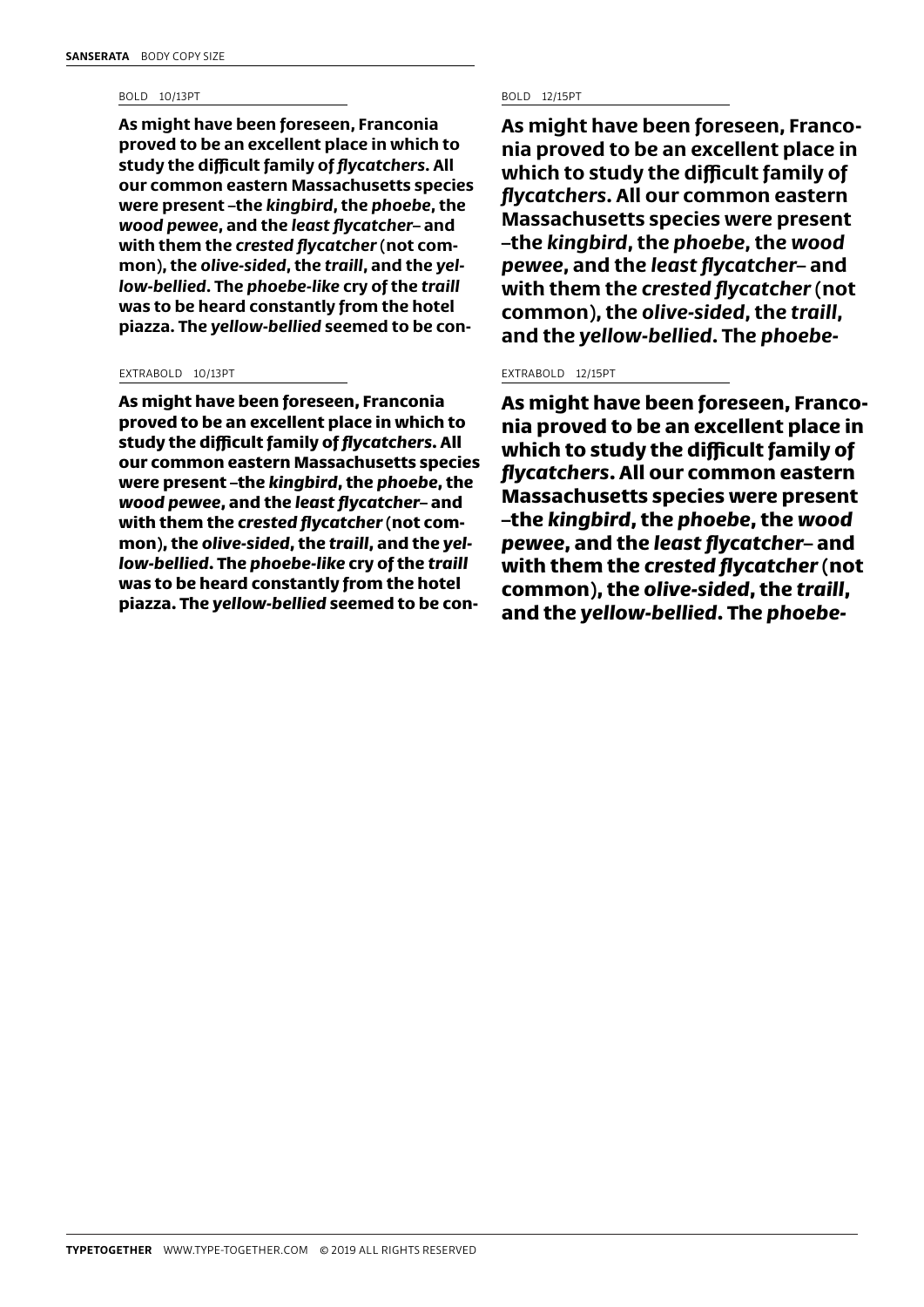**SANSERATA** BODY COPY SIZE

BOLD 10/13PT

**As might have been foreseen, Franconia proved to be an excellent place in which to study the difficult family of *flycatchers*. All our common eastern Massachusetts species were present –the *kingbird*, the *phoebe*, the *wood pewee*, and the *least flycatcher*– and with them the *crested flycatcher* (not common), the *olive-sided*, the *traill*, and the *yellow-bellied*. The *phoebe-like* cry of the *traill* was to be heard constantly from the hotel piazza. The *yellow-bellied* seemed to be con-**

EXTRABOLD 10/13PT

**As might have been foreseen, Franconia proved to be an excellent place in which to study the difficult family of *flycatchers*. All our common eastern Massachusetts species were present –the *kingbird*, the *phoebe*, the *wood pewee*, and the *least flycatcher*– and with them the *crested flycatcher* (not common), the *olive-sided*, the *traill*, and the *yellow-bellied*. The *phoebe-like* cry of the *traill* was to be heard constantly from the hotel piazza. The *yellow-bellied* seemed to be con-**

BOLD 12/15PT

**As might have been foreseen, Franconia proved to be an excellent place in which to study the difficult family of *flycatchers*. All our common eastern Massachusetts species were present –the *kingbird*, the *phoebe*, the *wood pewee*, and the *least flycatcher*– and with them the *crested flycatcher* (not common), the *olive-sided*, the *traill*, and the *yellow-bellied*. The *phoebe-***

EXTRABOLD 12/15PT

**As might have been foreseen, Franconia proved to be an excellent place in which to study the difficult family of *flycatchers*. All our common eastern Massachusetts species were present –the *kingbird*, the *phoebe*, the *wood pewee*, and the *least flycatcher*– and with them the *crested flycatcher* (not common), the *olive-sided*, the *traill*, and the *yellow-bellied*. The *phoebe-***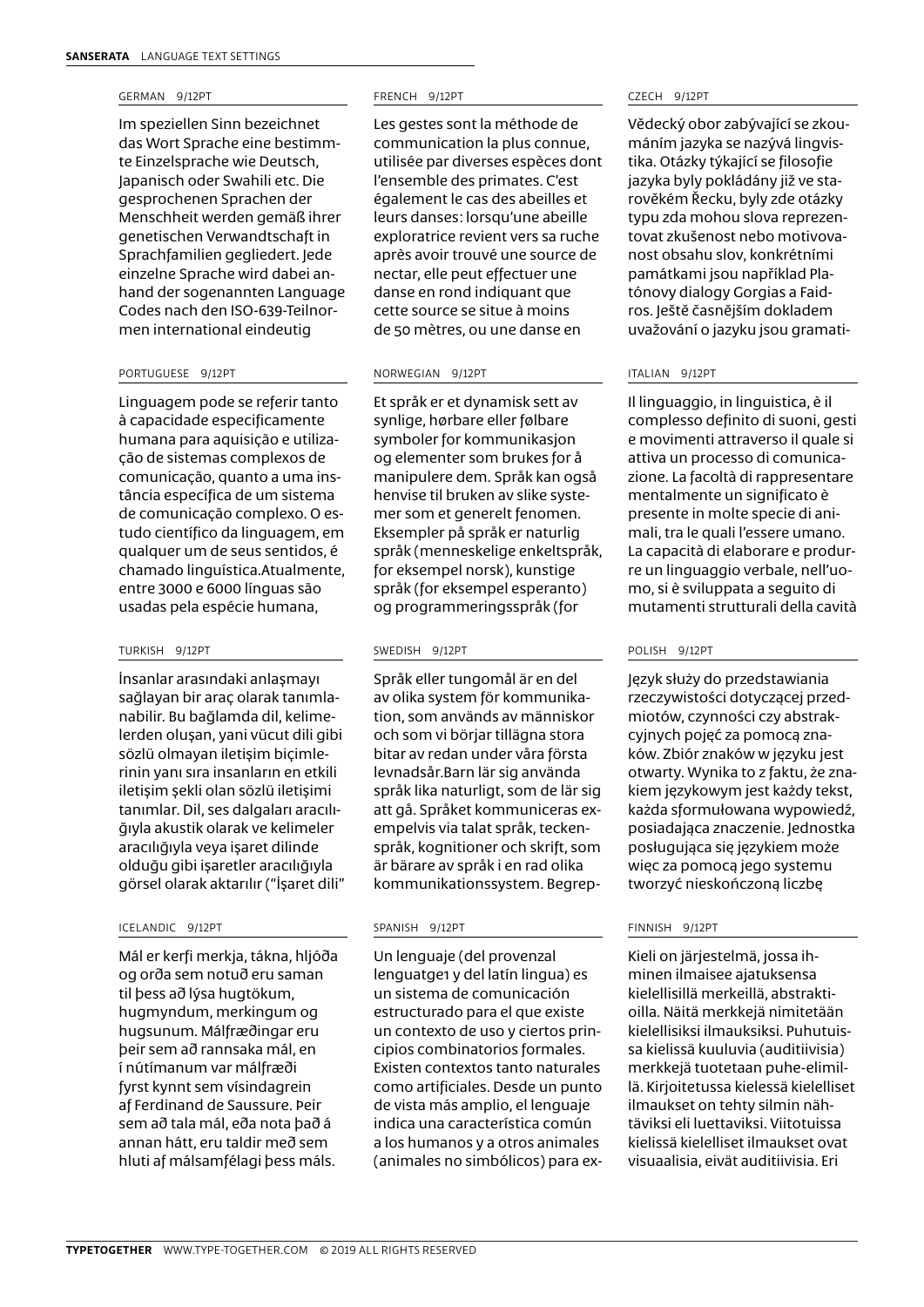**SANSERATA** LANGUAGE TEXT SETTINGS

GERMAN 9/12PT

Im speziellen Sinn bezeichnet das Wort Sprache eine bestimmte Einzelsprache wie Deutsch, Japanisch oder Swahili etc. Die gesprochenen Sprachen der Menschheit werden gemäß ihrer genetischen Verwandtschaft in Sprachfamilien gegliedert. Jede einzelne Sprache wird dabei anhand der sogenannten Language Codes nach den ISO-639-Teilnormen international eindeutig

FRENCH 9/12PT

Les gestes sont la méthode de communication la plus connue, utilisée par diverses espèces dont l'ensemble des primates. C'est également le cas des abeilles et leurs danses : lorsqu'une abeille exploratrice revient vers sa ruche après avoir trouvé une source de nectar, elle peut effectuer une danse en rond indiquant que cette source se situe à moins de 50 mètres, ou une danse en

CZECH 9/12PT

Vědecký obor zabývající se zkoumáním jazyka se nazývá lingvistika. Otázky týkající se filosofie jazyka byly pokládány již ve starověkém Řecku, byly zde otázky typu zda mohou slova reprezentovat zkušenost nebo motivovanost obsahu slov, konkrétními památkami jsou například Platónovy dialogy Gorgias a Faidros. Ještě časnějším dokladem uvažování o jazyku jsou gramati-

PORTUGUESE 9/12PT

Linguagem pode se referir tanto à capacidade especificamente humana para aquisição e utilização de sistemas complexos de comunicação, quanto a uma instância específica de um sistema de comunicação complexo. O estudo científico da linguagem, em qualquer um de seus sentidos, é chamado linguística.Atualmente, entre 3000 e 6000 línguas são usadas pela espécie humana,

NORWEGIAN 9/12PT

Et språk er et dynamisk sett av synlige, hørbare eller følbare symboler for kommunikasjon og elementer som brukes for å manipulere dem. Språk kan også henvise til bruken av slike systemer som et generelt fenomen. Eksempler på språk er naturlig språk (menneskelige enkeltspråk, for eksempel norsk), kunstige språk (for eksempel esperanto) og programmeringsspråk (for

ITALIAN 9/12PT

Il linguaggio, in linguistica, è il complesso definito di suoni, gesti e movimenti attraverso il quale si attiva un processo di comunicazione. La facoltà di rappresentare mentalmente un significato è presente in molte specie di animali, tra le quali l'essere umano. La capacità di elaborare e produrre un linguaggio verbale, nell'uomo, si è sviluppata a seguito di mutamenti strutturali della cavità

TURKISH 9/12PT

İnsanlar arasındaki anlaşmayı sağlayan bir araç olarak tanımlanabilir. Bu bağlamda dil, kelimelerden oluşan, yani vücut dili gibi sözlü olmayan iletişim biçimlerinin yanı sıra insanların en etkili iletişim şekli olan sözlü iletişimi tanımlar. Dil, ses dalgaları aracılığıyla akustik olarak ve kelimeler aracılığıyla veya işaret dilinde olduğu gibi işaretler aracılığıyla görsel olarak aktarılır ("İşaret dili"

SWEDISH 9/12PT

Språk eller tungomål är en del av olika system för kommunikation, som används av människor och som vi börjar tillägna stora bitar av redan under våra första levnadsår.Barn lär sig använda språk lika naturligt, som de lär sig att gå. Språket kommuniceras exempelvis via talat språk, teckenspråk, kognitioner och skrift, som är bärare av språk i en rad olika kommunikationssystem. Begrep-

POLISH 9/12PT

Język służy do przedstawiania rzeczywistości dotyczącej przedmiotów, czynności czy abstrakcyjnych pojęć za pomocą znaków. Zbiór znaków w języku jest otwarty. Wynika to z faktu, że znakiem językowym jest każdy tekst, każda sformułowana wypowiedź, posiadająca znaczenie. Jednostka posługująca się językiem może więc za pomocą jego systemu tworzyć nieskończoną liczbę

ICELANDIC 9/12PT

Mál er kerfi merkja, tákna, hljóða og orða sem notuð eru saman til þess að lýsa hugtökum, hugmyndum, merkingum og hugsunum. Málfræðingar eru þeir sem að rannsaka mál, en í nútímanum var málfræði fyrst kynnt sem vísindagrein af Ferdinand de Saussure. Þeir sem að tala mál, eða nota það á annan hátt, eru taldir með sem hluti af málsamfélagi þess máls.

SPANISH 9/12PT

Un lenguaje (del provenzal lenguatge1 y del latín lingua) es un sistema de comunicación estructurado para el que existe un contexto de uso y ciertos principios combinatorios formales. Existen contextos tanto naturales como artificiales. Desde un punto de vista más amplio, el lenguaje indica una característica común a los humanos y a otros animales (animales no simbólicos) para ex-

FINNISH 9/12PT

Kieli on järjestelmä, jossa ihminen ilmaisee ajatuksensa kielellisillä merkeillä, abstraktioilla. Näitä merkkejä nimitetään kielellisiksi ilmauksiksi. Puhutuissa kielissä kuuluvia (auditiivisia) merkkejä tuotetaan puhe-elimillä. Kirjoitetussa kielessä kielelliset ilmaukset on tehty silmin nähtäviksi eli luettaviksi. Viitotuissa kielissä kielelliset ilmaukset ovat visuaalisia, eivät auditiivisia. Eri

**TYPETOGETHER** WWW.TYPE-TOGETHER.COM © 2019 ALL RIGHTS RESERVED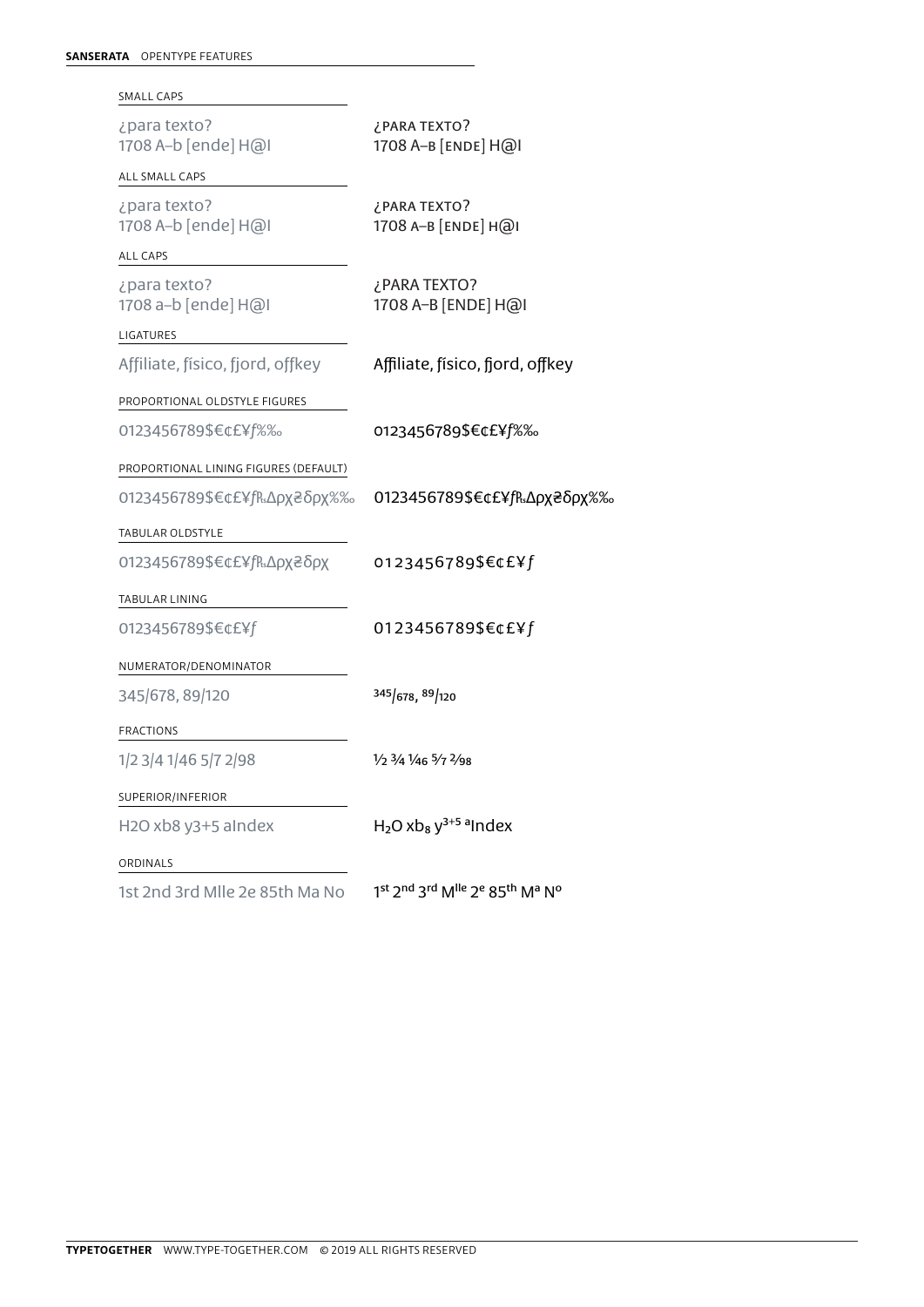## SMALL CAPS

| | |
|---|---|
| ¿para texto?<br>1708 A–b [ende] H@I | ¿PARA TEXTO?<br>1708 A–B [ENDE] H@I |

## ALL SMALL CAPS

| | |
|---|---|
| ¿para texto?<br>1708 A–b [ende] H@I | ¿PARA TEXTO?<br>1708 A–B [ENDE] H@I |

## ALL CAPS

| | |
|---|---|
| ¿para texto?<br>1708 a–b [ende] H@I | ¿PARA TEXTO?<br>1708 A–B [ENDE] H@I |

## LIGATURES

| | |
|---|---|
| Affiliate, físico, fjord, offkey | Affiliate, físico, fjord, offkey |

## PROPORTIONAL OLDSTYLE FIGURES

| | |
|---|---|
| 0123456789$€¢£¥ƒ%‰ | 0123456789$€¢£¥ƒ%‰ |

## PROPORTIONAL LINING FIGURES (DEFAULT)

| | |
|---|---|
| 0123456789$€¢£¥ƒ₧Δρχ∂δρχ%‰ | 0123456789$€¢£¥ƒ₧Δρχ∂δρχ%‰ |

## TABULAR OLDSTYLE

| | |
|---|---|
| 0123456789$€¢£¥ƒ₧Δρχ∂δρχ | 0123456789$€¢£¥ƒ |

## TABULAR LINING

| | |
|---|---|
| 0123456789$€¢£¥ƒ | 0123456789$€¢£¥ƒ |

## NUMERATOR/DENOMINATOR

| | |
|---|---|
| 345/678, 89/120 | $^{345}/_{678}$, $^{89}/_{120}$ |

## FRACTIONS

| | |
|---|---|
| 1/2 3/4 1/46 5/7 2/98 | ½ ¾ $^{1}/_{46}$ $^{5}/_{7}$ $^{2}/_{98}$ |

## SUPERIOR/INFERIOR

| | |
|---|---|
| H2O xb8 y3+5 aIndex | $H_2O$ $xb_8$ $y^{3+5}$ $^{a}$Index |

## ORDINALS

| | |
|---|---|
| 1st 2nd 3rd Mlle 2e 85th Ma No | $1^{st}$ $2^{nd}$ $3^{rd}$ $M^{lle}$ $2^{e}$ $85^{th}$ $M^{a}$ $N^{o}$ |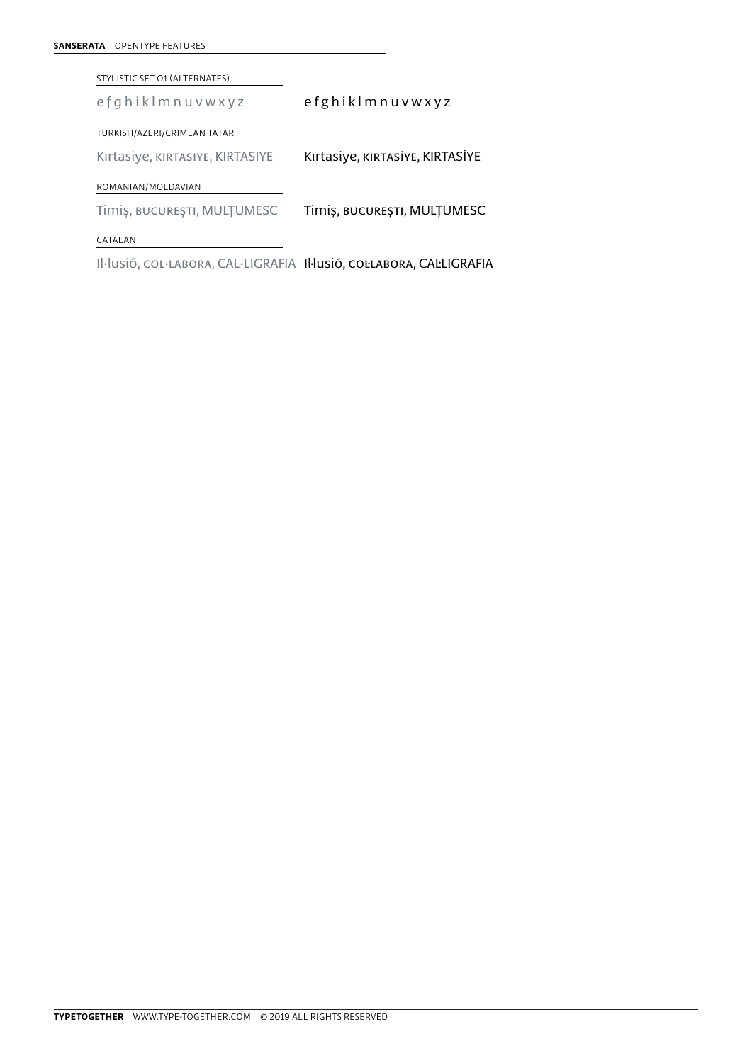STYLISTIC SET 01 (ALTERNATES)

e f g h i k l m n u v w x y z — e f g h i k l m n u v w x y z

TURKISH/AZERI/CRIMEAN TATAR

Kırtasiye, KIRTASIYE, KIRTASIYE — Kırtasiye, KIRTASİYE, KIRTASİYE

ROMANIAN/MOLDAVIAN

Timiş, BUCUREŞTI, MULŢUMESC — Timiș, BUCUREȘTI, MULȚUMESC

CATALAN

Il·lusió, COL·LABORA, CAL·LIGRAFIA — Il·lusió, COĿLABORA, CAĿLIGRAFIA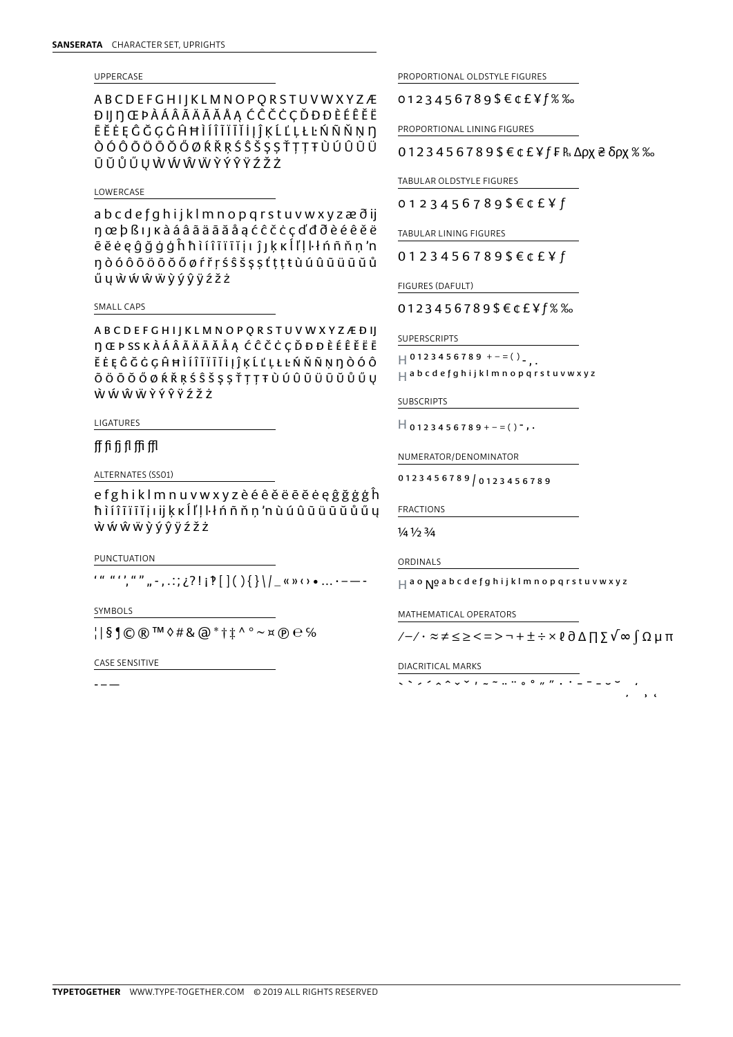**SANSERATA** CHARACTER SET, UPRIGHTS

UPPERCASE

A B C D E F G H I J K L M N O P Q R S T U V W X Y Z Æ Ð Ĳ Ŋ Œ Þ À Á Â Ã Ä Ā Ă Å Ą Ć Ĉ Č Ċ Ç Ď Đ Ð È É Ê Ë Ē Ĕ Ė Ę Ĝ Ğ Ģ Ġ Ĥ Ħ Ì Í Î Ï Ĩ Ī Ĭ İ Į Ĵ Ķ Ĺ Ľ Ļ Ł Ŀ Ń Ñ Ň Ņ Ŋ Ò Ó Ô Õ Ö Ō Ŏ Ő Ø Ŕ Ř Ŗ Ś Ŝ Š Ş Ș Ť Ţ Ț Ŧ Ù Ú Û Ü Ũ Ū Ŭ Ů Ű Ų Ẁ Ẃ Ŵ Ẅ Ỳ Ý Ŷ Ÿ Ź Ž Ż

LOWERCASE

a b c d e f g h i j k l m n o p q r s t u v w x y z æ ð ĳ ŋ œ þ ß ı ȷ ĸ à á â ã ä ā ă å ą ć ĉ č ċ ç ď đ ð è é ê ë ē ĕ ė ę ĝ ğ ģ ġ ĥ ħ ì í î ï ĩ ī ĭ į ı ĵ ȷ ķ ĸ ĺ ľ ļ ŀ ł ń ñ ň ņ ŉ ŋ ò ó ô õ ö ō ŏ ő ø ŕ ř ŗ ś ŝ š ş ș ť ţ ț ŧ ù ú û ü ũ ū ŭ ů ű ų ẁ ẃ ŵ ẅ ỳ ý ŷ ÿ ź ž ż

SMALL CAPS

A B C D E F G H I J K L M N O P Q R S T U V W X Y Z Æ Ð Ĳ Ŋ Œ Þ SS K À Á Â Ã Ä Ā Ă Å Ą Ć Ĉ Č Ċ Ç Ď Đ Ð È É Ê Ë Ē Ĕ Ė Ę Ĝ Ğ Ģ Ġ Ĥ Ħ Ì Í Î Ï Ĩ Ī Ĭ İ Į Ĵ Ķ Ĺ Ľ Ļ Ł Ŀ Ń Ñ Ň Ņ Ŋ Ò Ó Ô Õ Ö Ō Ŏ Ő Ø Ŕ Ř Ŗ Ś Ŝ Š Ş Ș Ť Ţ Ț Ŧ Ù Ú Û Ü Ũ Ū Ŭ Ů Ű Ų Ẁ Ẃ Ŵ Ẅ Ỳ Ý Ŷ Ÿ Ź Ž Ż

LIGATURES

ff fi fj fl ffi ffl

ALTERNATES (SS01)

e f g h i k l m n u v w x y z è é ê ë ē ĕ ė ę ĝ ğ ģ ġ ĥ ħ ì í î ï ĩ ī ĭ į ı ĳ ķ ĸ ĺ ľ ļ ŀ ł ń ñ ň ņ ŉ ù ú û ü ũ ū ŭ ů ű ų ẁ ẃ ŵ ẅ ỳ ý ŷ ÿ ź ž ż

PUNCTUATION

‘ “ ” ’ ‚ “ ” „ - , . : ; ¿ ? ! ¡ ‽ [ ] ( ) { } \ / _ « » ‹ › • … · – — -

SYMBOLS

¦ | § ¶ © ® ™ ◊ # & @ * † ‡ ^ ° ~ ¤ ℗ ℮ %

CASE SENSITIVE

- – —

PROPORTIONAL OLDSTYLE FIGURES

0 1 2 3 4 5 6 7 8 9 $ € ¢ £ ¥ ƒ % ‰

PROPORTIONAL LINING FIGURES

0 1 2 3 4 5 6 7 8 9 $ € ¢ £ ¥ ƒ ₣ ₨ Δρχ ₴ δρχ % ‰

TABULAR OLDSTYLE FIGURES

0 1 2 3 4 5 6 7 8 9 $ € ¢ £ ¥ ƒ

TABULAR LINING FIGURES

0 1 2 3 4 5 6 7 8 9 $ € ¢ £ ¥ ƒ

FIGURES (DAFULT)

0 1 2 3 4 5 6 7 8 9 $ € ¢ £ ¥ ƒ % ‰

SUPERSCRIPTS

H 0 1 2 3 4 5 6 7 8 9 + − = ( ) - , .

H a b c d e f g h i j k l m n o p q r s t u v w x y z

SUBSCRIPTS

H 0 1 2 3 4 5 6 7 8 9 + − = ( ) - , .

NUMERATOR/DENOMINATOR

0 1 2 3 4 5 6 7 8 9 / 0 1 2 3 4 5 6 7 8 9

FRACTIONS

¼ ½ ¾

ORDINALS

H a o № a b c d e f g h i j k l m n o p q r s t u v w x y z

MATHEMATICAL OPERATORS

/ − / · ≈ ≠ ≤ ≥ < = > ¬ + ± ÷ × ℓ ∂ ∆ ∏ ∑ √ ∞ ∫ Ω µ π

DIACRITICAL MARKS

` ` ´ ´ ˆ ˆ ˇ ˇ ʼ ˜ ˜ ¨ ¨ ˚ ˚ ˝ ˝ ˙ ˙ ¯ ¯ ˘ ˘ ˛ ʻ ˏ ʼ ʻ

**TYPETOGETHER** WWW.TYPE-TOGETHER.COM © 2019 ALL RIGHTS RESERVED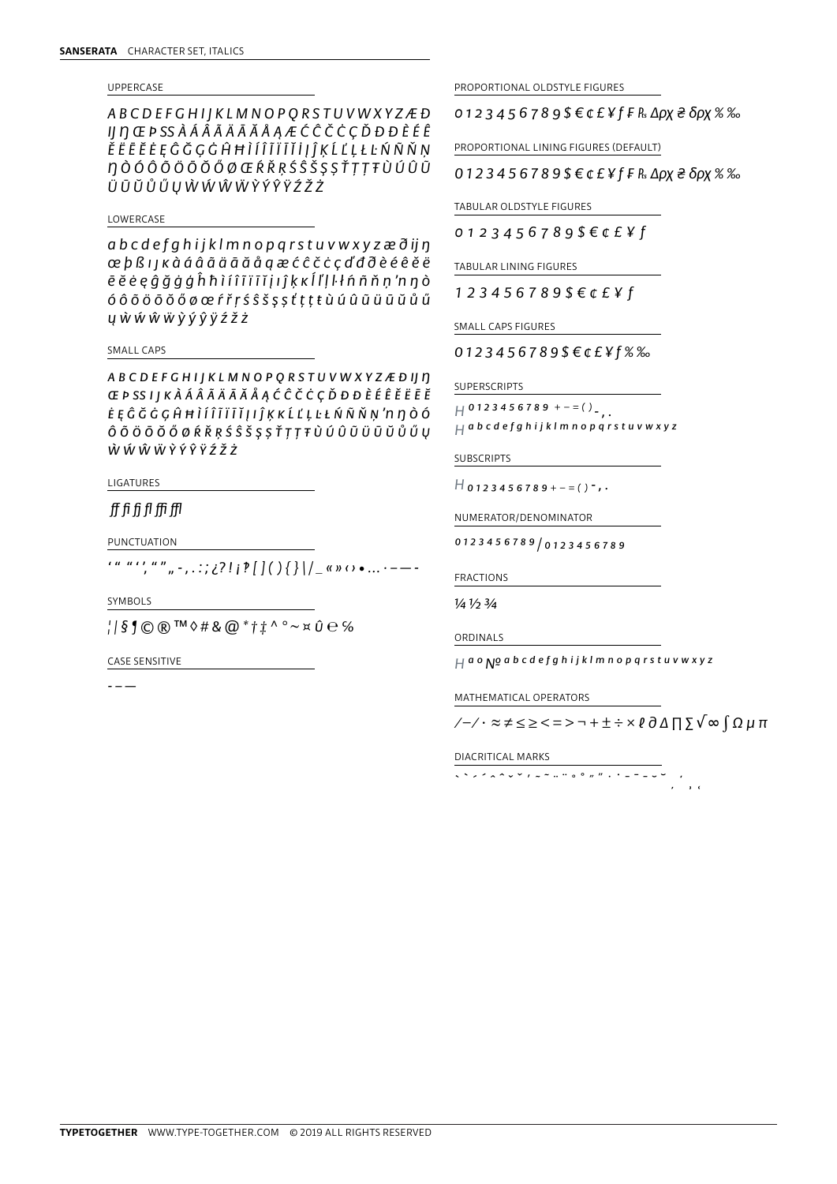**SANSERATA** CHARACTER SET, ITALICS

## UPPERCASE

*A B C D E F G H I J K L M N O P Q R S T U V W X Y Z Æ Ð Ĳ Ŋ Œ Þ SS À Á Â Ã Ä Ā Ă Å Ą Ǽ Ć Ĉ Č Ċ Ç Ď Đ Ð È É Ê Ě Ë Ē Ĕ Ė Ę Ĝ Ğ Ġ Ģ Ĥ Ħ Ì Í Î Ĩ Ï Ī Ĭ Į İ Ĵ Ķ Ĺ Ľ Ļ Ł Ŀ Ń Ñ Ň Ņ Ŋ Ò Ó Ô Õ Ö Ō Ŏ Ő Ø Œ Ŕ Ř Ŗ Ś Ŝ Š Ş Ș Ť Ţ Ț Ŧ Ù Ú Û Ũ Ü Ū Ŭ Ů Ű Ų Ẁ Ẃ Ŵ Ẅ Ỳ Ý Ŷ Ÿ Ź Ž Ż*

## LOWERCASE

*a b c d e f g h i j k l m n o p q r s t u v w x y z æ ð ĳ ŋ œ þ ß ı ȷ ĸ à á â ã ä ā ă å ą ǽ ć ĉ č ċ ç ď đ ð è é ê ě ë ē ĕ ė ę ĝ ğ ġ ģ ĥ ħ ì í î ĩ ï ī ĭ į ı ĵ ķ ĸ ĺ ľ ļ ŀ ł ń ñ ň ņ ŉ ŋ ò ó ô õ ö ō ŏ ő ø œ ŕ ř ŗ ś ŝ š ş ș ť ţ ț ŧ ù ú û ũ ü ū ŭ ů ű ų ẁ ẃ ŵ ẅ ỳ ý ŷ ÿ ź ž ż*

## SMALL CAPS

*A B C D E F G H I J K L M N O P Q R S T U V W X Y Z Æ Ð Ĳ Ŋ Œ Þ SS I J K À Á Â Ã Ä Ā Ă Å Ą Ć Ĉ Č Ċ Ç Ď Đ Ð È É Ê Ě Ë Ē Ė Ę Ĝ Ğ Ġ Ģ Ĥ Ħ Ì Í Î Ĩ Ï Ī Ĭ Į I Ĵ Ķ K Ĺ Ľ Ļ Ŀ Ł Ń Ñ Ň Ņ ʼN Ŋ Ò Ó Ô Õ Ö Ō Ŏ Ő Ø Ŕ Ř Ŗ Ś Ŝ Š Ş Ș Ť Ţ Ț Ŧ Ù Ú Û Ũ Ü Ū Ŭ Ů Ű Ų Ẁ Ẃ Ŵ Ẅ Ỳ Ý Ŷ Ÿ Ź Ž Ż*

## LIGATURES

*ff fi fj fl ffi ffl*

## PUNCTUATION

*‘ “ ” ’ ‚ “ ” „ - , . : ; ¿ ? ! ¡ ‽ [ ] ( ) { } | / _ « » ‹ › • … · – — -*

## SYMBOLS

*¦ | § ¶ © ® ™ ◊ # & @ * † ‡ ^ ° ~ ¤ ů ℮ %*

## CASE SENSITIVE

*- – —*

## PROPORTIONAL OLDSTYLE FIGURES

*0 1 2 3 4 5 6 7 8 9 $ € ¢ £ ¥ ƒ ₣ ₨ Δρχ ₴ δρχ % ‰*

## PROPORTIONAL LINING FIGURES (DEFAULT)

*0 1 2 3 4 5 6 7 8 9 $ € ¢ £ ¥ ƒ ₣ ₨ Δρχ ₴ δρχ % ‰*

## TABULAR OLDSTYLE FIGURES

*0 1 2 3 4 5 6 7 8 9 $ € ¢ £ ¥ ƒ*

## TABULAR LINING FIGURES

*1 2 3 4 5 6 7 8 9 $ € ¢ £ ¥ ƒ*

## SMALL CAPS FIGURES

*0 1 2 3 4 5 6 7 8 9 $ € ¢ £ ¥ ƒ % ‰*

## SUPERSCRIPTS

*H 0 1 2 3 4 5 6 7 8 9 + − = ( ) - , .*

*H a b c d e f g h i j k l m n o p q r s t u v w x y z*

## SUBSCRIPTS

*H 0 1 2 3 4 5 6 7 8 9 + − = ( ) - , .*

## NUMERATOR/DENOMINATOR

*0 1 2 3 4 5 6 7 8 9 / 0 1 2 3 4 5 6 7 8 9*

## FRACTIONS

*¼ ½ ¾*

## ORDINALS

*H a o № a b c d e f g h i j k l m n o p q r s t u v w x y z*

## MATHEMATICAL OPERATORS

*/ − / · ≈ ≠ ≤ ≥ < = > ¬ + ± ÷ × ℓ ∂ ∆ ∏ ∑ √ ∞ ∫ Ω µ π*

## DIACRITICAL MARKS

*` ` ´ ´ ^ ^ ˇ ˘ ˛ ˜ ˜ ¨ ¨ ˚ ˚ ˝ ˝ · · ¯ ¯ ˘ ˇ , ‚ ‘ ,*

**TYPETOGETHER** WWW.TYPE-TOGETHER.COM © 2019 ALL RIGHTS RESERVED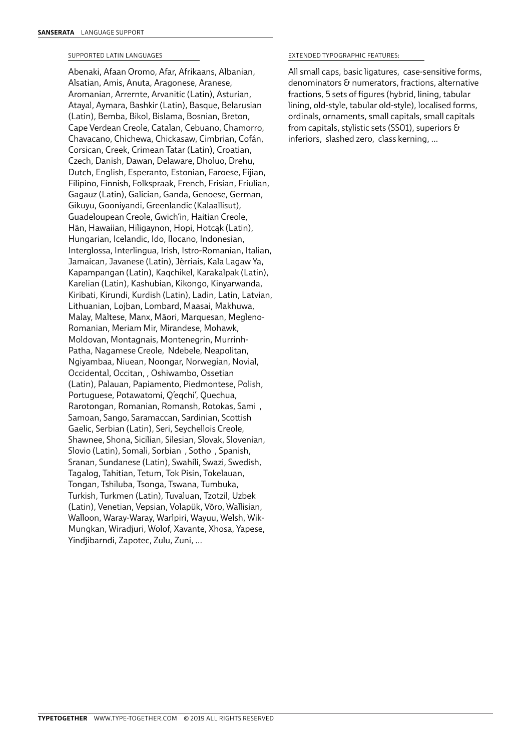## SUPPORTED LATIN LANGUAGES

Abenaki, Afaan Oromo, Afar, Afrikaans, Albanian, Alsatian, Amis, Anuta, Aragonese, Aranese, Aromanian, Arrernte, Arvanitic (Latin), Asturian, Atayal, Aymara, Bashkir (Latin), Basque, Belarusian (Latin), Bemba, Bikol, Bislama, Bosnian, Breton, Cape Verdean Creole, Catalan, Cebuano, Chamorro, Chavacano, Chichewa, Chickasaw, Cimbrian, Cofán, Corsican, Creek, Crimean Tatar (Latin), Croatian, Czech, Danish, Dawan, Delaware, Dholuo, Drehu, Dutch, English, Esperanto, Estonian, Faroese, Fijian, Filipino, Finnish, Folkspraak, French, Frisian, Friulian, Gagauz (Latin), Galician, Ganda, Genoese, German, Gikuyu, Gooniyandi, Greenlandic (Kalaallisut), Guadeloupean Creole, Gwich'in, Haitian Creole, Hän, Hawaiian, Hiligaynon, Hopi, Hotcąk (Latin), Hungarian, Icelandic, Ido, Ilocano, Indonesian, Interglossa, Interlingua, Irish, Istro-Romanian, Italian, Jamaican, Javanese (Latin), Jèrriais, Kala Lagaw Ya, Kapampangan (Latin), Kaqchikel, Karakalpak (Latin), Karelian (Latin), Kashubian, Kikongo, Kinyarwanda, Kiribati, Kirundi, Kurdish (Latin), Ladin, Latin, Latvian, Lithuanian, Lojban, Lombard, Maasai, Makhuwa, Malay, Maltese, Manx, Māori, Marquesan, Megleno-Romanian, Meriam Mir, Mirandese, Mohawk, Moldovan, Montagnais, Montenegrin, Murrinh-Patha, Nagamese Creole, Ndebele, Neapolitan, Ngiyambaa, Niuean, Noongar, Norwegian, Novial, Occidental, Occitan, , Oshiwambo, Ossetian (Latin), Palauan, Papiamento, Piedmontese, Polish, Portuguese, Potawatomi, Q'eqchi', Quechua, Rarotongan, Romanian, Romansh, Rotokas, Sami , Samoan, Sango, Saramaccan, Sardinian, Scottish Gaelic, Serbian (Latin), Seri, Seychellois Creole, Shawnee, Shona, Sicilian, Silesian, Slovak, Slovenian, Slovio (Latin), Somali, Sorbian , Sotho , Spanish, Sranan, Sundanese (Latin), Swahili, Swazi, Swedish, Tagalog, Tahitian, Tetum, Tok Pisin, Tokelauan, Tongan, Tshiluba, Tsonga, Tswana, Tumbuka, Turkish, Turkmen (Latin), Tuvaluan, Tzotzil, Uzbek (Latin), Venetian, Vepsian, Volapük, Võro, Wallisian, Walloon, Waray-Waray, Warlpiri, Wayuu, Welsh, Wik-Mungkan, Wiradjuri, Wolof, Xavante, Xhosa, Yapese, Yindjibarndi, Zapotec, Zulu, Zuni, ...

## EXTENDED TYPOGRAPHIC FEATURES:

All small caps, basic ligatures, case-sensitive forms, denominators & numerators, fractions, alternative fractions, 5 sets of figures (hybrid, lining, tabular lining, old-style, tabular old-style), localised forms, ordinals, ornaments, small capitals, small capitals from capitals, stylistic sets (SS01), superiors & inferiors, slashed zero, class kerning, ...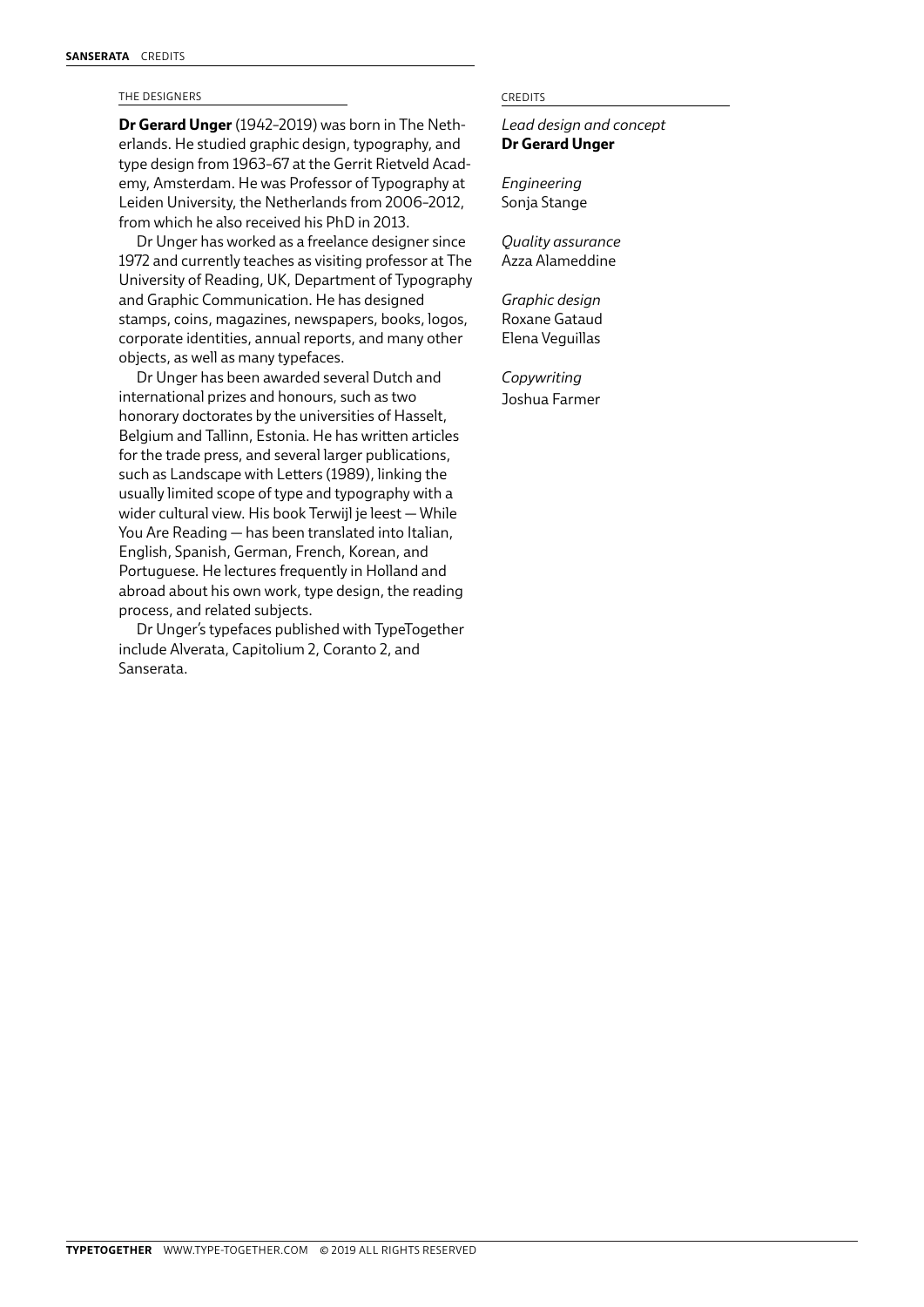## THE DESIGNERS

**Dr Gerard Unger** (1942–2019) was born in The Netherlands. He studied graphic design, typography, and type design from 1963–67 at the Gerrit Rietveld Academy, Amsterdam. He was Professor of Typography at Leiden University, the Netherlands from 2006–2012, from which he also received his PhD in 2013.

Dr Unger has worked as a freelance designer since 1972 and currently teaches as visiting professor at The University of Reading, UK, Department of Typography and Graphic Communication. He has designed stamps, coins, magazines, newspapers, books, logos, corporate identities, annual reports, and many other objects, as well as many typefaces.

Dr Unger has been awarded several Dutch and international prizes and honours, such as two honorary doctorates by the universities of Hasselt, Belgium and Tallinn, Estonia. He has written articles for the trade press, and several larger publications, such as Landscape with Letters (1989), linking the usually limited scope of type and typography with a wider cultural view. His book Terwijl je leest — While You Are Reading — has been translated into Italian, English, Spanish, German, French, Korean, and Portuguese. He lectures frequently in Holland and abroad about his own work, type design, the reading process, and related subjects.

Dr Unger's typefaces published with TypeTogether include Alverata, Capitolium 2, Coranto 2, and Sanserata.

## CREDITS

*Lead design and concept*
**Dr Gerard Unger**

*Engineering*
Sonja Stange

*Quality assurance*
Azza Alameddine

*Graphic design*
Roxane Gataud
Elena Veguillas

*Copywriting*
Joshua Farmer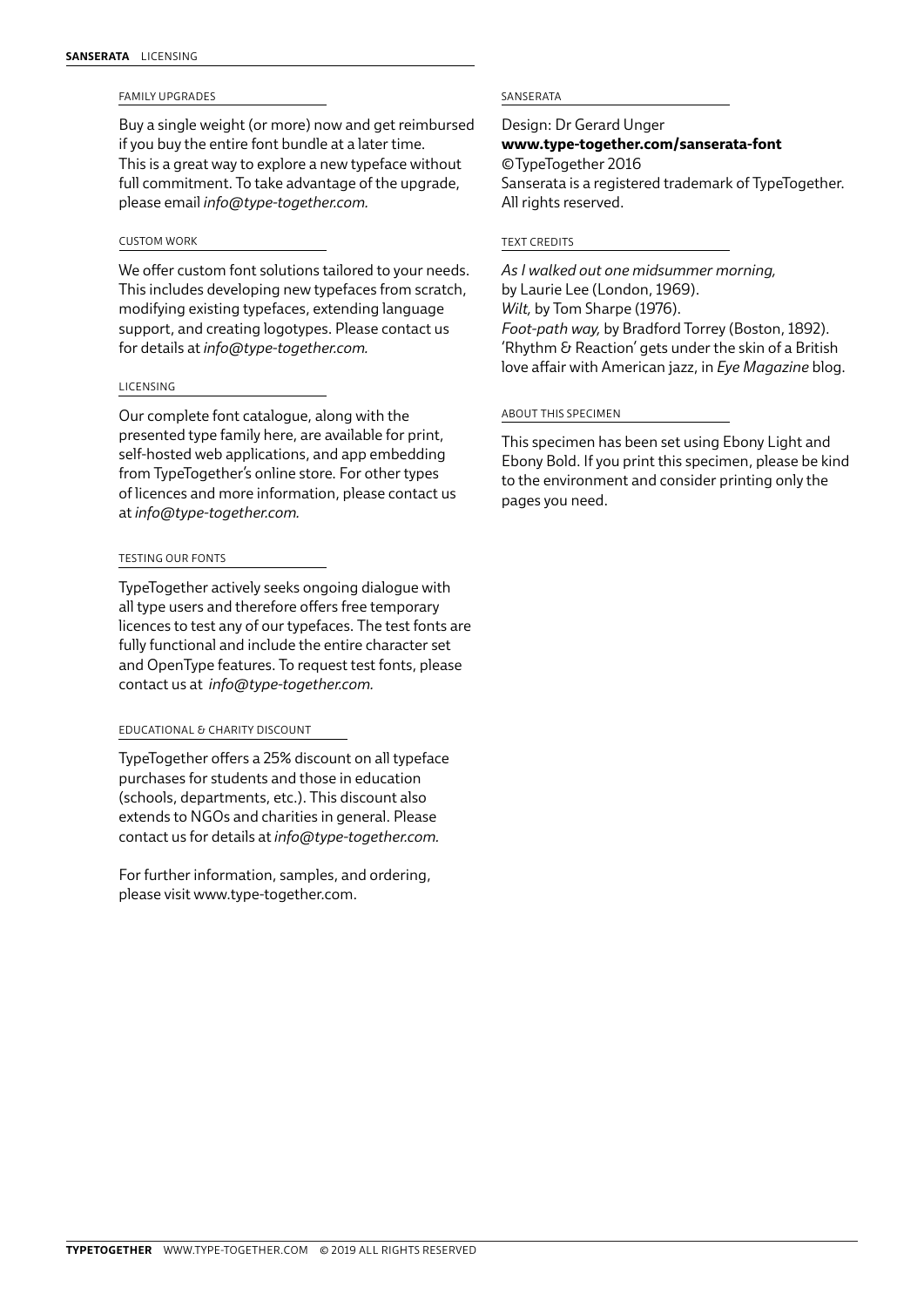## FAMILY UPGRADES

Buy a single weight (or more) now and get reimbursed if you buy the entire font bundle at a later time. This is a great way to explore a new typeface without full commitment. To take advantage of the upgrade, please email *info@type-together.com.*

## CUSTOM WORK

We offer custom font solutions tailored to your needs. This includes developing new typefaces from scratch, modifying existing typefaces, extending language support, and creating logotypes. Please contact us for details at *info@type-together.com.*

## LICENSING

Our complete font catalogue, along with the presented type family here, are available for print, self-hosted web applications, and app embedding from TypeTogether's online store. For other types of licences and more information, please contact us at *info@type-together.com.*

## TESTING OUR FONTS

TypeTogether actively seeks ongoing dialogue with all type users and therefore offers free temporary licences to test any of our typefaces. The test fonts are fully functional and include the entire character set and OpenType features. To request test fonts, please contact us at *info@type-together.com.*

## EDUCATIONAL & CHARITY DISCOUNT

TypeTogether offers a 25% discount on all typeface purchases for students and those in education (schools, departments, etc.). This discount also extends to NGOs and charities in general. Please contact us for details at *info@type-together.com.*

For further information, samples, and ordering, please visit www.type-together.com.

## SANSERATA

Design: Dr Gerard Unger
**www.type-together.com/sanserata-font**
©TypeTogether 2016
Sanserata is a registered trademark of TypeTogether. All rights reserved.

## TEXT CREDITS

*As I walked out one midsummer morning,* by Laurie Lee (London, 1969).
*Wilt,* by Tom Sharpe (1976).
*Foot-path way,* by Bradford Torrey (Boston, 1892).
'Rhythm & Reaction' gets under the skin of a British love affair with American jazz, in *Eye Magazine* blog.

## ABOUT THIS SPECIMEN

This specimen has been set using Ebony Light and Ebony Bold. If you print this specimen, please be kind to the environment and consider printing only the pages you need.